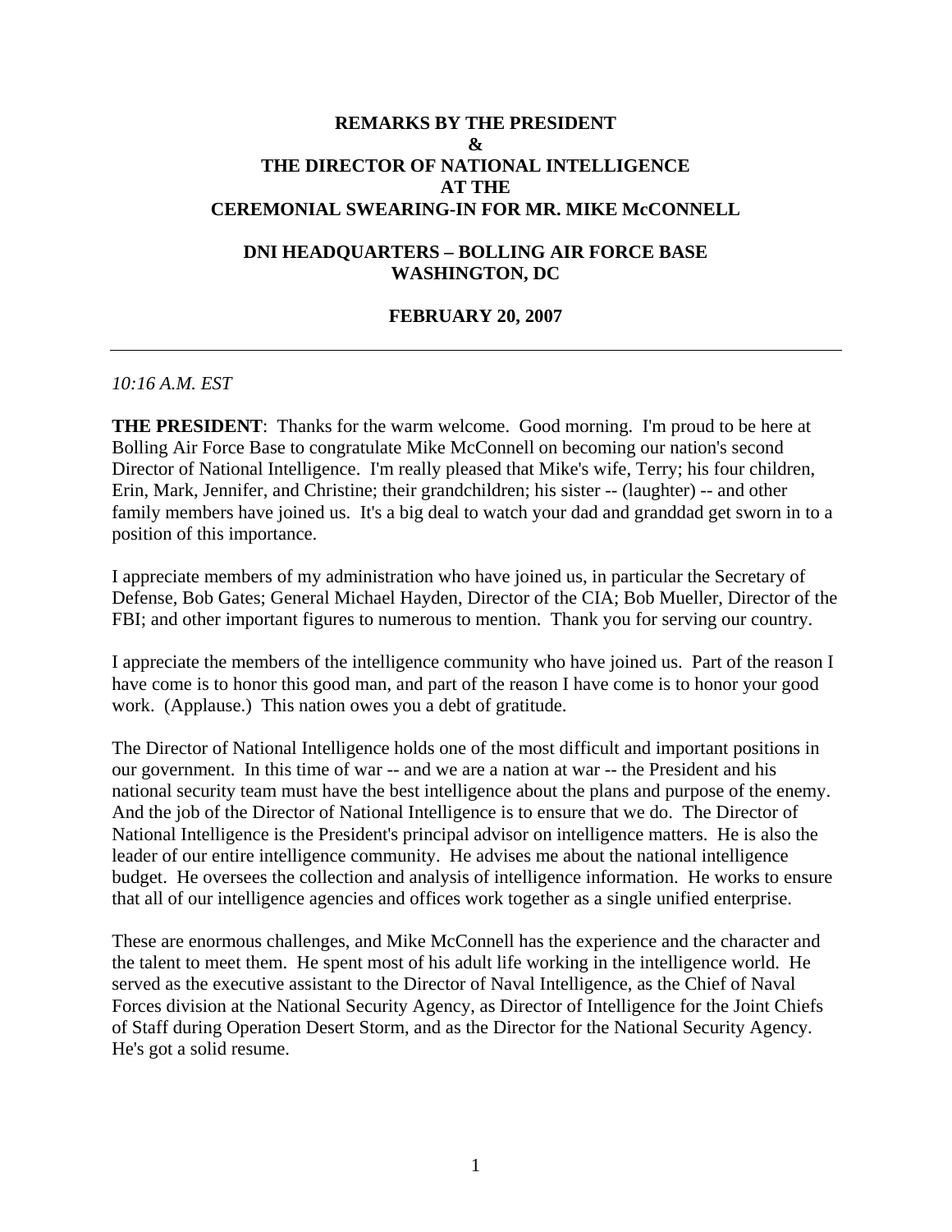# REMARKS BY THE PRESIDENT & THE DIRECTOR OF NATIONAL INTELLIGENCE AT THE CEREMONIAL SWEARING-IN FOR MR. MIKE McCONNELL

## DNI HEADQUARTERS – BOLLING AIR FORCE BASE WASHINGTON, DC

## FEBRUARY 20, 2007

---

*10:16 A.M. EST*

**THE PRESIDENT**: Thanks for the warm welcome. Good morning. I'm proud to be here at Bolling Air Force Base to congratulate Mike McConnell on becoming our nation's second Director of National Intelligence. I'm really pleased that Mike's wife, Terry; his four children, Erin, Mark, Jennifer, and Christine; their grandchildren; his sister -- (laughter) -- and other family members have joined us. It's a big deal to watch your dad and granddad get sworn in to a position of this importance.

I appreciate members of my administration who have joined us, in particular the Secretary of Defense, Bob Gates; General Michael Hayden, Director of the CIA; Bob Mueller, Director of the FBI; and other important figures to numerous to mention. Thank you for serving our country.

I appreciate the members of the intelligence community who have joined us. Part of the reason I have come is to honor this good man, and part of the reason I have come is to honor your good work. (Applause.) This nation owes you a debt of gratitude.

The Director of National Intelligence holds one of the most difficult and important positions in our government. In this time of war -- and we are a nation at war -- the President and his national security team must have the best intelligence about the plans and purpose of the enemy. And the job of the Director of National Intelligence is to ensure that we do. The Director of National Intelligence is the President's principal advisor on intelligence matters. He is also the leader of our entire intelligence community. He advises me about the national intelligence budget. He oversees the collection and analysis of intelligence information. He works to ensure that all of our intelligence agencies and offices work together as a single unified enterprise.

These are enormous challenges, and Mike McConnell has the experience and the character and the talent to meet them. He spent most of his adult life working in the intelligence world. He served as the executive assistant to the Director of Naval Intelligence, as the Chief of Naval Forces division at the National Security Agency, as Director of Intelligence for the Joint Chiefs of Staff during Operation Desert Storm, and as the Director for the National Security Agency. He's got a solid resume.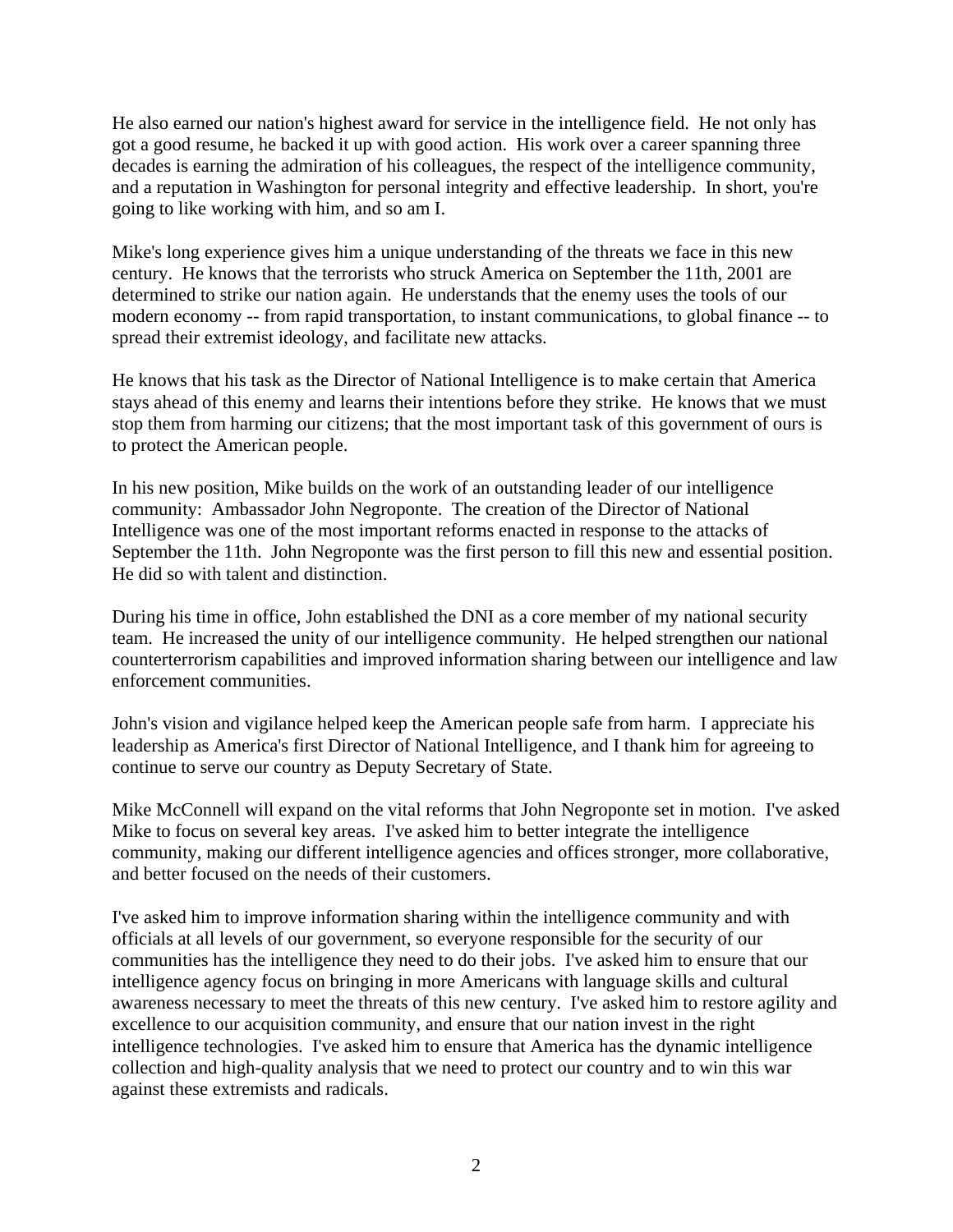He also earned our nation's highest award for service in the intelligence field. He not only has got a good resume, he backed it up with good action. His work over a career spanning three decades is earning the admiration of his colleagues, the respect of the intelligence community, and a reputation in Washington for personal integrity and effective leadership. In short, you're going to like working with him, and so am I.

Mike's long experience gives him a unique understanding of the threats we face in this new century. He knows that the terrorists who struck America on September the 11th, 2001 are determined to strike our nation again. He understands that the enemy uses the tools of our modern economy -- from rapid transportation, to instant communications, to global finance -- to spread their extremist ideology, and facilitate new attacks.

He knows that his task as the Director of National Intelligence is to make certain that America stays ahead of this enemy and learns their intentions before they strike. He knows that we must stop them from harming our citizens; that the most important task of this government of ours is to protect the American people.

In his new position, Mike builds on the work of an outstanding leader of our intelligence community: Ambassador John Negroponte. The creation of the Director of National Intelligence was one of the most important reforms enacted in response to the attacks of September the 11th. John Negroponte was the first person to fill this new and essential position. He did so with talent and distinction.

During his time in office, John established the DNI as a core member of my national security team. He increased the unity of our intelligence community. He helped strengthen our national counterterrorism capabilities and improved information sharing between our intelligence and law enforcement communities.

John's vision and vigilance helped keep the American people safe from harm. I appreciate his leadership as America's first Director of National Intelligence, and I thank him for agreeing to continue to serve our country as Deputy Secretary of State.

Mike McConnell will expand on the vital reforms that John Negroponte set in motion. I've asked Mike to focus on several key areas. I've asked him to better integrate the intelligence community, making our different intelligence agencies and offices stronger, more collaborative, and better focused on the needs of their customers.

I've asked him to improve information sharing within the intelligence community and with officials at all levels of our government, so everyone responsible for the security of our communities has the intelligence they need to do their jobs. I've asked him to ensure that our intelligence agency focus on bringing in more Americans with language skills and cultural awareness necessary to meet the threats of this new century. I've asked him to restore agility and excellence to our acquisition community, and ensure that our nation invest in the right intelligence technologies. I've asked him to ensure that America has the dynamic intelligence collection and high-quality analysis that we need to protect our country and to win this war against these extremists and radicals.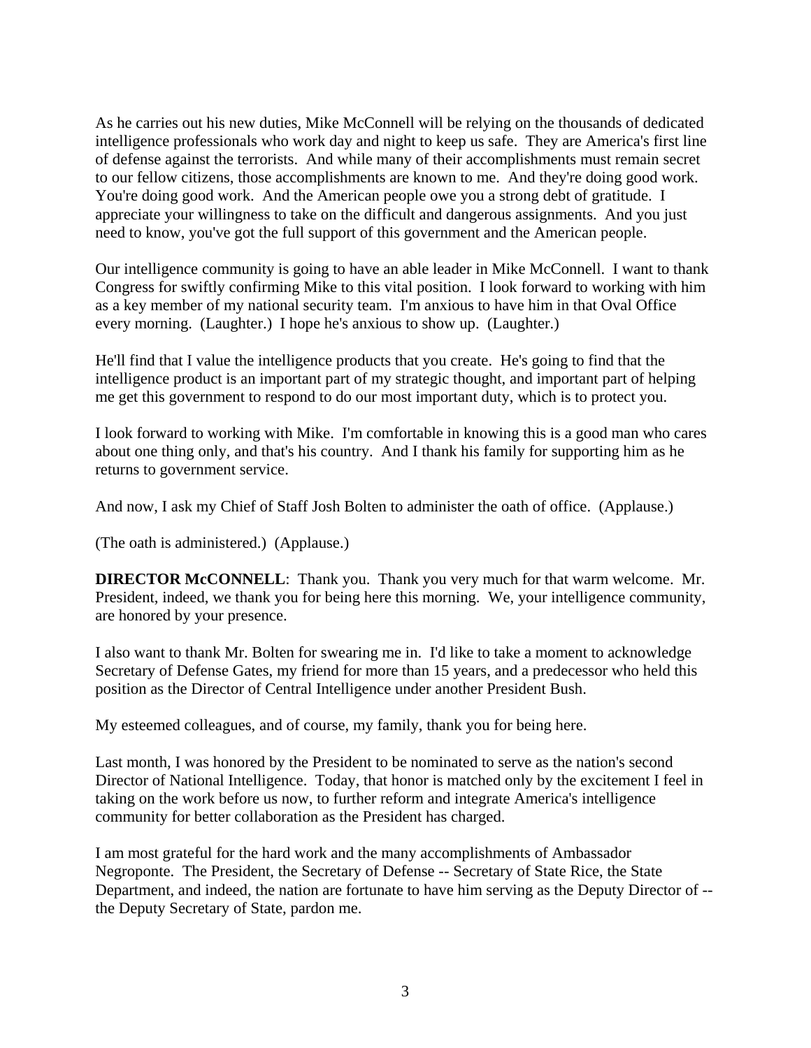As he carries out his new duties, Mike McConnell will be relying on the thousands of dedicated intelligence professionals who work day and night to keep us safe. They are America's first line of defense against the terrorists. And while many of their accomplishments must remain secret to our fellow citizens, those accomplishments are known to me. And they're doing good work. You're doing good work. And the American people owe you a strong debt of gratitude. I appreciate your willingness to take on the difficult and dangerous assignments. And you just need to know, you've got the full support of this government and the American people.

Our intelligence community is going to have an able leader in Mike McConnell. I want to thank Congress for swiftly confirming Mike to this vital position. I look forward to working with him as a key member of my national security team. I'm anxious to have him in that Oval Office every morning. (Laughter.) I hope he's anxious to show up. (Laughter.)

He'll find that I value the intelligence products that you create. He's going to find that the intelligence product is an important part of my strategic thought, and important part of helping me get this government to respond to do our most important duty, which is to protect you.

I look forward to working with Mike. I'm comfortable in knowing this is a good man who cares about one thing only, and that's his country. And I thank his family for supporting him as he returns to government service.

And now, I ask my Chief of Staff Josh Bolten to administer the oath of office. (Applause.)

(The oath is administered.) (Applause.)

**DIRECTOR McCONNELL**: Thank you. Thank you very much for that warm welcome. Mr. President, indeed, we thank you for being here this morning. We, your intelligence community, are honored by your presence.

I also want to thank Mr. Bolten for swearing me in. I'd like to take a moment to acknowledge Secretary of Defense Gates, my friend for more than 15 years, and a predecessor who held this position as the Director of Central Intelligence under another President Bush.

My esteemed colleagues, and of course, my family, thank you for being here.

Last month, I was honored by the President to be nominated to serve as the nation's second Director of National Intelligence. Today, that honor is matched only by the excitement I feel in taking on the work before us now, to further reform and integrate America's intelligence community for better collaboration as the President has charged.

I am most grateful for the hard work and the many accomplishments of Ambassador Negroponte. The President, the Secretary of Defense -- Secretary of State Rice, the State Department, and indeed, the nation are fortunate to have him serving as the Deputy Director of -- the Deputy Secretary of State, pardon me.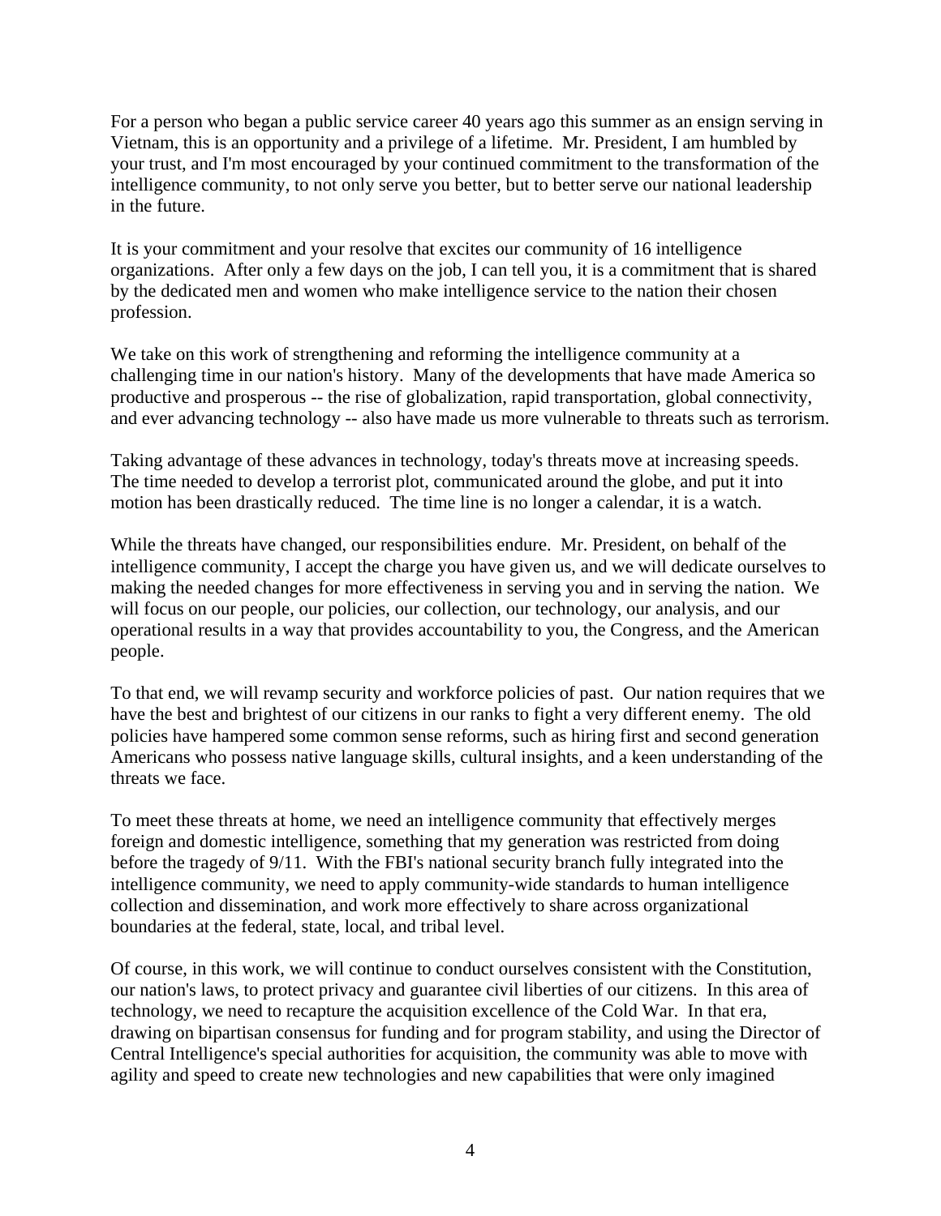For a person who began a public service career 40 years ago this summer as an ensign serving in Vietnam, this is an opportunity and a privilege of a lifetime. Mr. President, I am humbled by your trust, and I'm most encouraged by your continued commitment to the transformation of the intelligence community, to not only serve you better, but to better serve our national leadership in the future.

It is your commitment and your resolve that excites our community of 16 intelligence organizations. After only a few days on the job, I can tell you, it is a commitment that is shared by the dedicated men and women who make intelligence service to the nation their chosen profession.

We take on this work of strengthening and reforming the intelligence community at a challenging time in our nation's history. Many of the developments that have made America so productive and prosperous -- the rise of globalization, rapid transportation, global connectivity, and ever advancing technology -- also have made us more vulnerable to threats such as terrorism.

Taking advantage of these advances in technology, today's threats move at increasing speeds. The time needed to develop a terrorist plot, communicated around the globe, and put it into motion has been drastically reduced. The time line is no longer a calendar, it is a watch.

While the threats have changed, our responsibilities endure. Mr. President, on behalf of the intelligence community, I accept the charge you have given us, and we will dedicate ourselves to making the needed changes for more effectiveness in serving you and in serving the nation. We will focus on our people, our policies, our collection, our technology, our analysis, and our operational results in a way that provides accountability to you, the Congress, and the American people.

To that end, we will revamp security and workforce policies of past. Our nation requires that we have the best and brightest of our citizens in our ranks to fight a very different enemy. The old policies have hampered some common sense reforms, such as hiring first and second generation Americans who possess native language skills, cultural insights, and a keen understanding of the threats we face.

To meet these threats at home, we need an intelligence community that effectively merges foreign and domestic intelligence, something that my generation was restricted from doing before the tragedy of 9/11. With the FBI's national security branch fully integrated into the intelligence community, we need to apply community-wide standards to human intelligence collection and dissemination, and work more effectively to share across organizational boundaries at the federal, state, local, and tribal level.

Of course, in this work, we will continue to conduct ourselves consistent with the Constitution, our nation's laws, to protect privacy and guarantee civil liberties of our citizens. In this area of technology, we need to recapture the acquisition excellence of the Cold War. In that era, drawing on bipartisan consensus for funding and for program stability, and using the Director of Central Intelligence's special authorities for acquisition, the community was able to move with agility and speed to create new technologies and new capabilities that were only imagined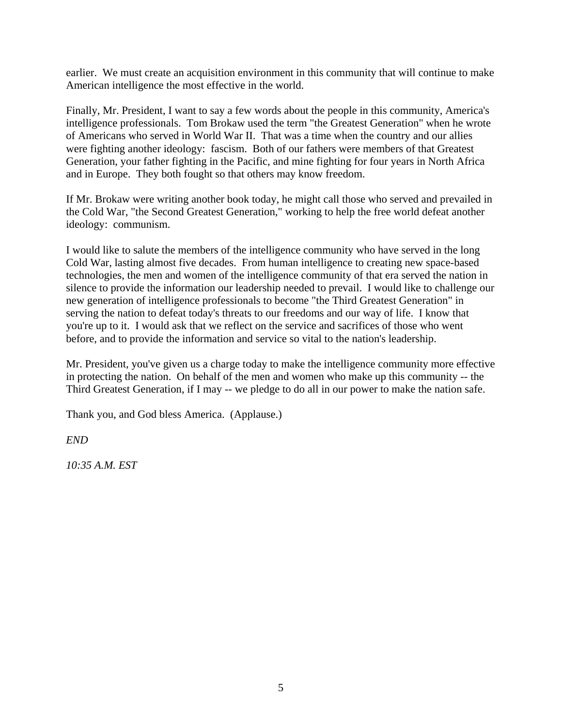earlier. We must create an acquisition environment in this community that will continue to make American intelligence the most effective in the world.

Finally, Mr. President, I want to say a few words about the people in this community, America's intelligence professionals. Tom Brokaw used the term "the Greatest Generation" when he wrote of Americans who served in World War II. That was a time when the country and our allies were fighting another ideology: fascism. Both of our fathers were members of that Greatest Generation, your father fighting in the Pacific, and mine fighting for four years in North Africa and in Europe. They both fought so that others may know freedom.

If Mr. Brokaw were writing another book today, he might call those who served and prevailed in the Cold War, "the Second Greatest Generation," working to help the free world defeat another ideology: communism.

I would like to salute the members of the intelligence community who have served in the long Cold War, lasting almost five decades. From human intelligence to creating new space-based technologies, the men and women of the intelligence community of that era served the nation in silence to provide the information our leadership needed to prevail. I would like to challenge our new generation of intelligence professionals to become "the Third Greatest Generation" in serving the nation to defeat today's threats to our freedoms and our way of life. I know that you're up to it. I would ask that we reflect on the service and sacrifices of those who went before, and to provide the information and service so vital to the nation's leadership.

Mr. President, you've given us a charge today to make the intelligence community more effective in protecting the nation. On behalf of the men and women who make up this community -- the Third Greatest Generation, if I may -- we pledge to do all in our power to make the nation safe.

Thank you, and God bless America. (Applause.)

*END*

*10:35 A.M. EST*